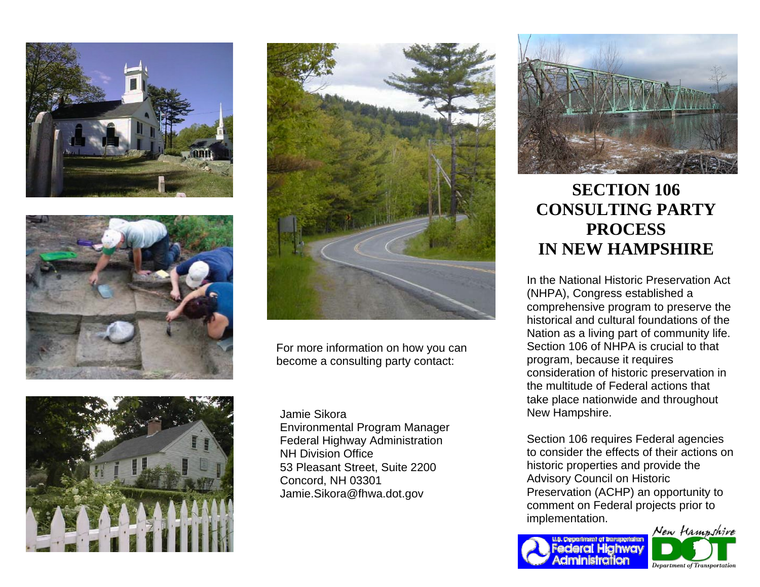For more information on how you can become a consulting party contact:

Jamie Sikora
Environmental Program Manager
Federal Highway Administration
NH Division Office
53 Pleasant Street, Suite 2200
Concord, NH 03301
Jamie.Sikora@fhwa.dot.gov

# SECTION 106 CONSULTING PARTY PROCESS IN NEW HAMPSHIRE

In the National Historic Preservation Act (NHPA), Congress established a comprehensive program to preserve the historical and cultural foundations of the Nation as a living part of community life. Section 106 of NHPA is crucial to that program, because it requires consideration of historic preservation in the multitude of Federal actions that take place nationwide and throughout New Hampshire.

Section 106 requires Federal agencies to consider the effects of their actions on historic properties and provide the Advisory Council on Historic Preservation (ACHP) an opportunity to comment on Federal projects prior to implementation.

U.S. Department of Transportation Federal Highway Administration

New Hampshire DOT Department of Transportation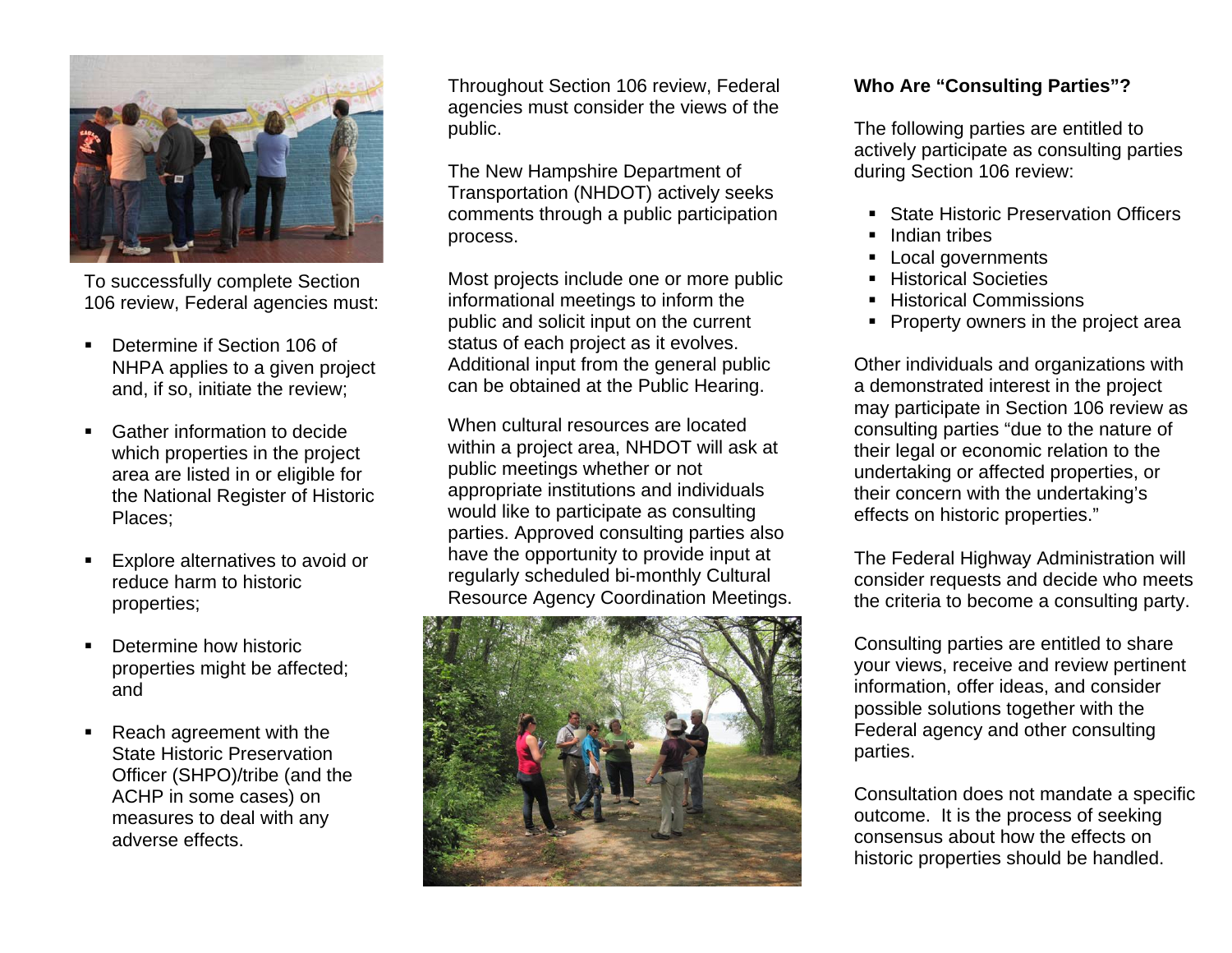To successfully complete Section 106 review, Federal agencies must:

- Determine if Section 106 of NHPA applies to a given project and, if so, initiate the review;
- Gather information to decide which properties in the project area are listed in or eligible for the National Register of Historic Places;
- Explore alternatives to avoid or reduce harm to historic properties;
- Determine how historic properties might be affected; and
- Reach agreement with the State Historic Preservation Officer (SHPO)/tribe (and the ACHP in some cases) on measures to deal with any adverse effects.

Throughout Section 106 review, Federal agencies must consider the views of the public.

The New Hampshire Department of Transportation (NHDOT) actively seeks comments through a public participation process.

Most projects include one or more public informational meetings to inform the public and solicit input on the current status of each project as it evolves. Additional input from the general public can be obtained at the Public Hearing.

When cultural resources are located within a project area, NHDOT will ask at public meetings whether or not appropriate institutions and individuals would like to participate as consulting parties. Approved consulting parties also have the opportunity to provide input at regularly scheduled bi-monthly Cultural Resource Agency Coordination Meetings.

**Who Are "Consulting Parties"?**

The following parties are entitled to actively participate as consulting parties during Section 106 review:

- State Historic Preservation Officers
- Indian tribes
- Local governments
- Historical Societies
- Historical Commissions
- Property owners in the project area

Other individuals and organizations with a demonstrated interest in the project may participate in Section 106 review as consulting parties "due to the nature of their legal or economic relation to the undertaking or affected properties, or their concern with the undertaking's effects on historic properties."

The Federal Highway Administration will consider requests and decide who meets the criteria to become a consulting party.

Consulting parties are entitled to share your views, receive and review pertinent information, offer ideas, and consider possible solutions together with the Federal agency and other consulting parties.

Consultation does not mandate a specific outcome. It is the process of seeking consensus about how the effects on historic properties should be handled.